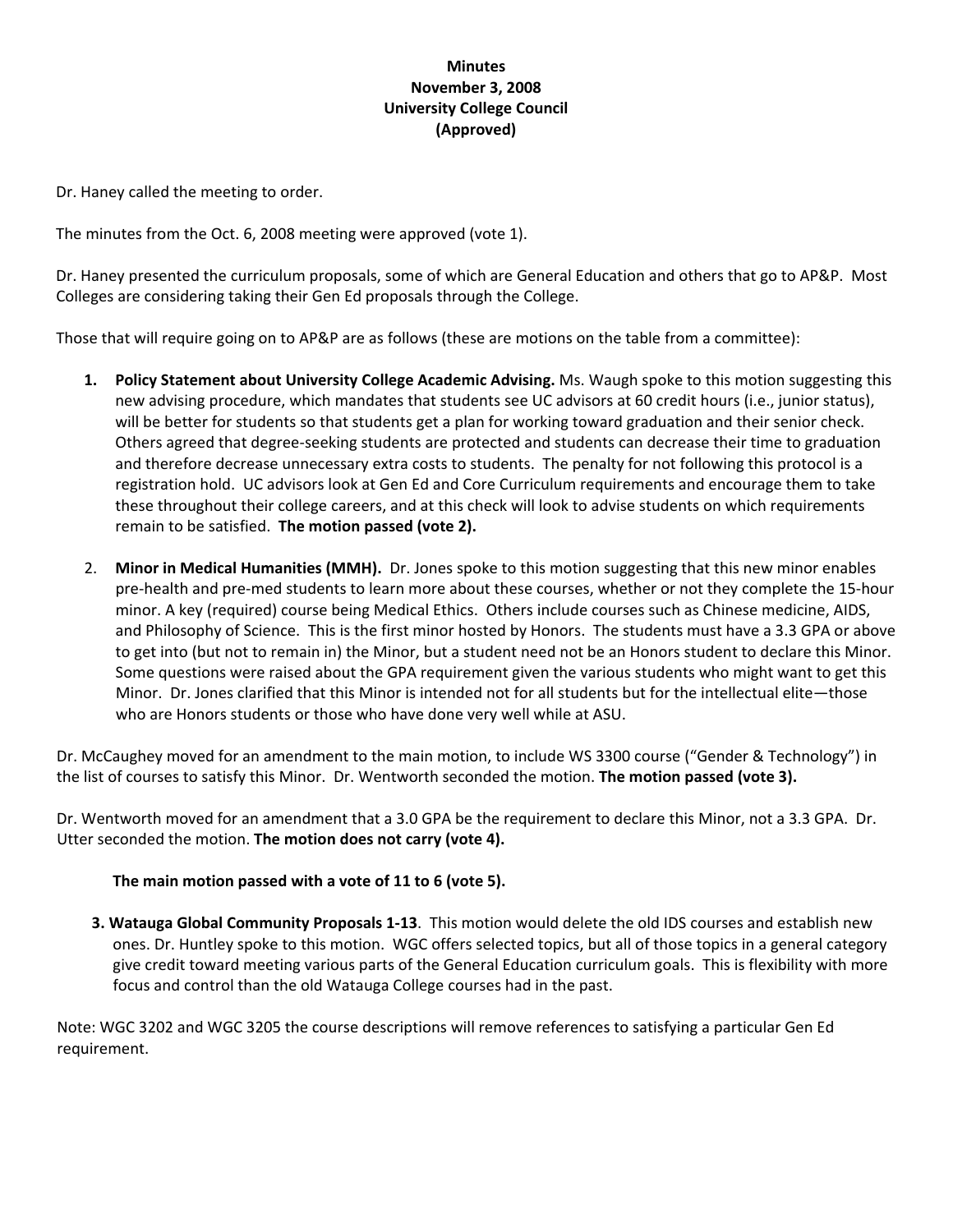**Minutes**
**November 3, 2008**
**University College Council**
**(Approved)**

Dr. Haney called the meeting to order.

The minutes from the Oct. 6, 2008 meeting were approved (vote 1).

Dr. Haney presented the curriculum proposals, some of which are General Education and others that go to AP&P. Most Colleges are considering taking their Gen Ed proposals through the College.

Those that will require going on to AP&P are as follows (these are motions on the table from a committee):

1. **Policy Statement about University College Academic Advising.** Ms. Waugh spoke to this motion suggesting this new advising procedure, which mandates that students see UC advisors at 60 credit hours (i.e., junior status), will be better for students so that students get a plan for working toward graduation and their senior check. Others agreed that degree-seeking students are protected and students can decrease their time to graduation and therefore decrease unnecessary extra costs to students. The penalty for not following this protocol is a registration hold. UC advisors look at Gen Ed and Core Curriculum requirements and encourage them to take these throughout their college careers, and at this check will look to advise students on which requirements remain to be satisfied. **The motion passed (vote 2).**

2. **Minor in Medical Humanities (MMH).** Dr. Jones spoke to this motion suggesting that this new minor enables pre-health and pre-med students to learn more about these courses, whether or not they complete the 15-hour minor. A key (required) course being Medical Ethics. Others include courses such as Chinese medicine, AIDS, and Philosophy of Science. This is the first minor hosted by Honors. The students must have a 3.3 GPA or above to get into (but not to remain in) the Minor, but a student need not be an Honors student to declare this Minor. Some questions were raised about the GPA requirement given the various students who might want to get this Minor. Dr. Jones clarified that this Minor is intended not for all students but for the intellectual elite—those who are Honors students or those who have done very well while at ASU.

Dr. McCaughey moved for an amendment to the main motion, to include WS 3300 course ("Gender & Technology") in the list of courses to satisfy this Minor. Dr. Wentworth seconded the motion. **The motion passed (vote 3).**

Dr. Wentworth moved for an amendment that a 3.0 GPA be the requirement to declare this Minor, not a 3.3 GPA. Dr. Utter seconded the motion. **The motion does not carry (vote 4).**

**The main motion passed with a vote of 11 to 6 (vote 5).**

3. **Watauga Global Community Proposals 1-13**. This motion would delete the old IDS courses and establish new ones. Dr. Huntley spoke to this motion. WGC offers selected topics, but all of those topics in a general category give credit toward meeting various parts of the General Education curriculum goals. This is flexibility with more focus and control than the old Watauga College courses had in the past.

Note: WGC 3202 and WGC 3205 the course descriptions will remove references to satisfying a particular Gen Ed requirement.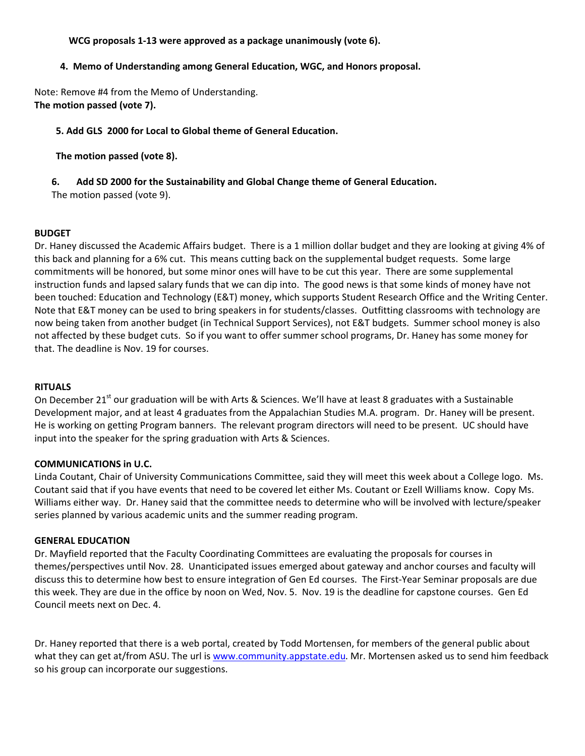**WCG proposals 1-13 were approved as a package unanimously (vote 6).**

**4. Memo of Understanding among General Education, WGC, and Honors proposal.**

Note: Remove #4 from the Memo of Understanding.
**The motion passed (vote 7).**

**5. Add GLS 2000 for Local to Global theme of General Education.**

**The motion passed (vote 8).**

**6. Add SD 2000 for the Sustainability and Global Change theme of General Education.**
The motion passed (vote 9).

**BUDGET**
Dr. Haney discussed the Academic Affairs budget. There is a 1 million dollar budget and they are looking at giving 4% of this back and planning for a 6% cut. This means cutting back on the supplemental budget requests. Some large commitments will be honored, but some minor ones will have to be cut this year. There are some supplemental instruction funds and lapsed salary funds that we can dip into. The good news is that some kinds of money have not been touched: Education and Technology (E&T) money, which supports Student Research Office and the Writing Center. Note that E&T money can be used to bring speakers in for students/classes. Outfitting classrooms with technology are now being taken from another budget (in Technical Support Services), not E&T budgets. Summer school money is also not affected by these budget cuts. So if you want to offer summer school programs, Dr. Haney has some money for that. The deadline is Nov. 19 for courses.

**RITUALS**
On December 21st our graduation will be with Arts & Sciences. We'll have at least 8 graduates with a Sustainable Development major, and at least 4 graduates from the Appalachian Studies M.A. program. Dr. Haney will be present. He is working on getting Program banners. The relevant program directors will need to be present. UC should have input into the speaker for the spring graduation with Arts & Sciences.

**COMMUNICATIONS in U.C.**
Linda Coutant, Chair of University Communications Committee, said they will meet this week about a College logo. Ms. Coutant said that if you have events that need to be covered let either Ms. Coutant or Ezell Williams know. Copy Ms. Williams either way. Dr. Haney said that the committee needs to determine who will be involved with lecture/speaker series planned by various academic units and the summer reading program.

**GENERAL EDUCATION**
Dr. Mayfield reported that the Faculty Coordinating Committees are evaluating the proposals for courses in themes/perspectives until Nov. 28. Unanticipated issues emerged about gateway and anchor courses and faculty will discuss this to determine how best to ensure integration of Gen Ed courses. The First-Year Seminar proposals are due this week. They are due in the office by noon on Wed, Nov. 5. Nov. 19 is the deadline for capstone courses. Gen Ed Council meets next on Dec. 4.

Dr. Haney reported that there is a web portal, created by Todd Mortensen, for members of the general public about what they can get at/from ASU. The url is www.community.appstate.edu. Mr. Mortensen asked us to send him feedback so his group can incorporate our suggestions.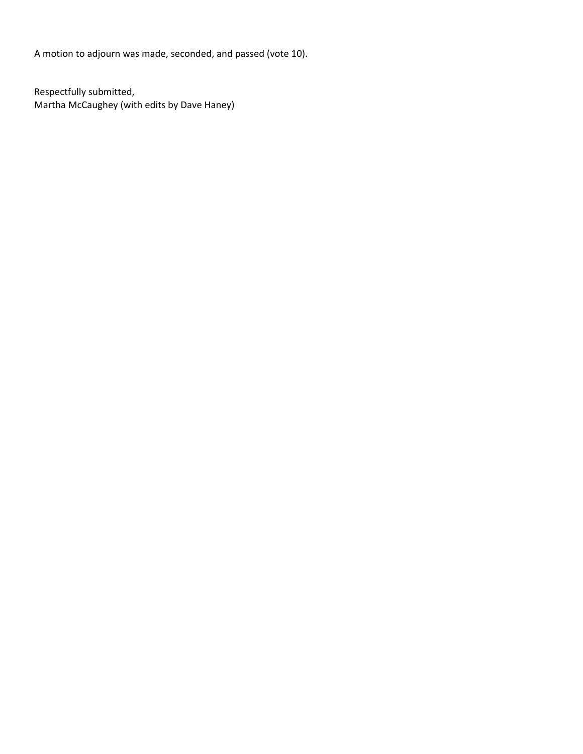A motion to adjourn was made, seconded, and passed (vote 10).

Respectfully submitted,
Martha McCaughey (with edits by Dave Haney)